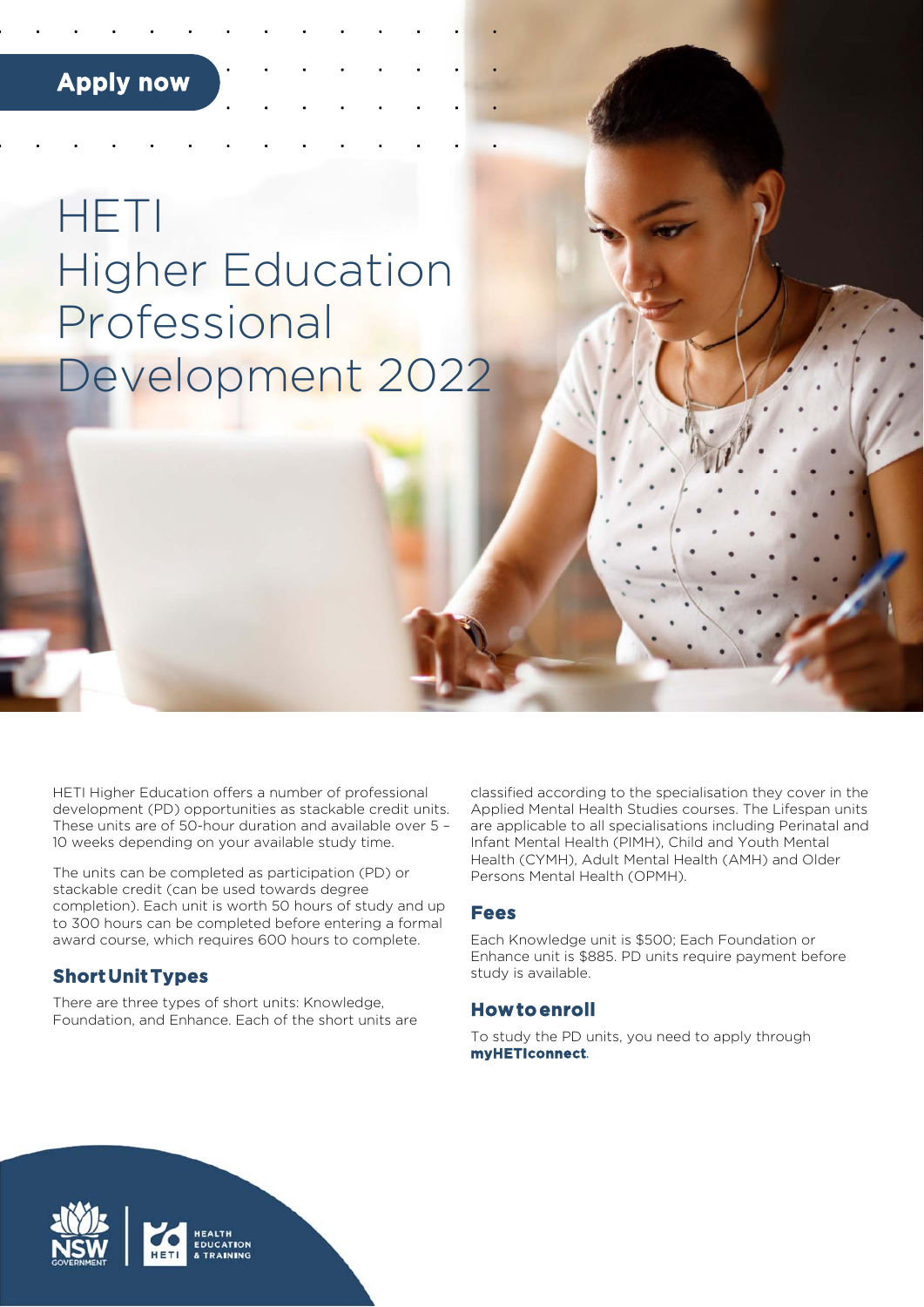Apply now

# HETI Higher Education Professional Development 2022

HETI Higher Education offers a number of professional development (PD) opportunities as stackable credit units. These units are of 50-hour duration and available over 5 – 10 weeks depending on your available study time.

The units can be completed as participation (PD) or stackable credit (can be used towards degree completion). Each unit is worth 50 hours of study and up to 300 hours can be completed before entering a formal award course, which requires 600 hours to complete.

## Short Unit Types

There are three types of short units: Knowledge, Foundation, and Enhance. Each of the short units are classified according to the specialisation they cover in the Applied Mental Health Studies courses. The Lifespan units are applicable to all specialisations including Perinatal and Infant Mental Health (PIMH), Child and Youth Mental Health (CYMH), Adult Mental Health (AMH) and Older Persons Mental Health (OPMH).

## Fees

Each Knowledge unit is $500; Each Foundation or Enhance unit is $885. PD units require payment before study is available.

## How to enroll

To study the PD units, you need to apply through **myHETIconnect**.

NSW GOVERNMENT | HETI HEALTH EDUCATION & TRAINING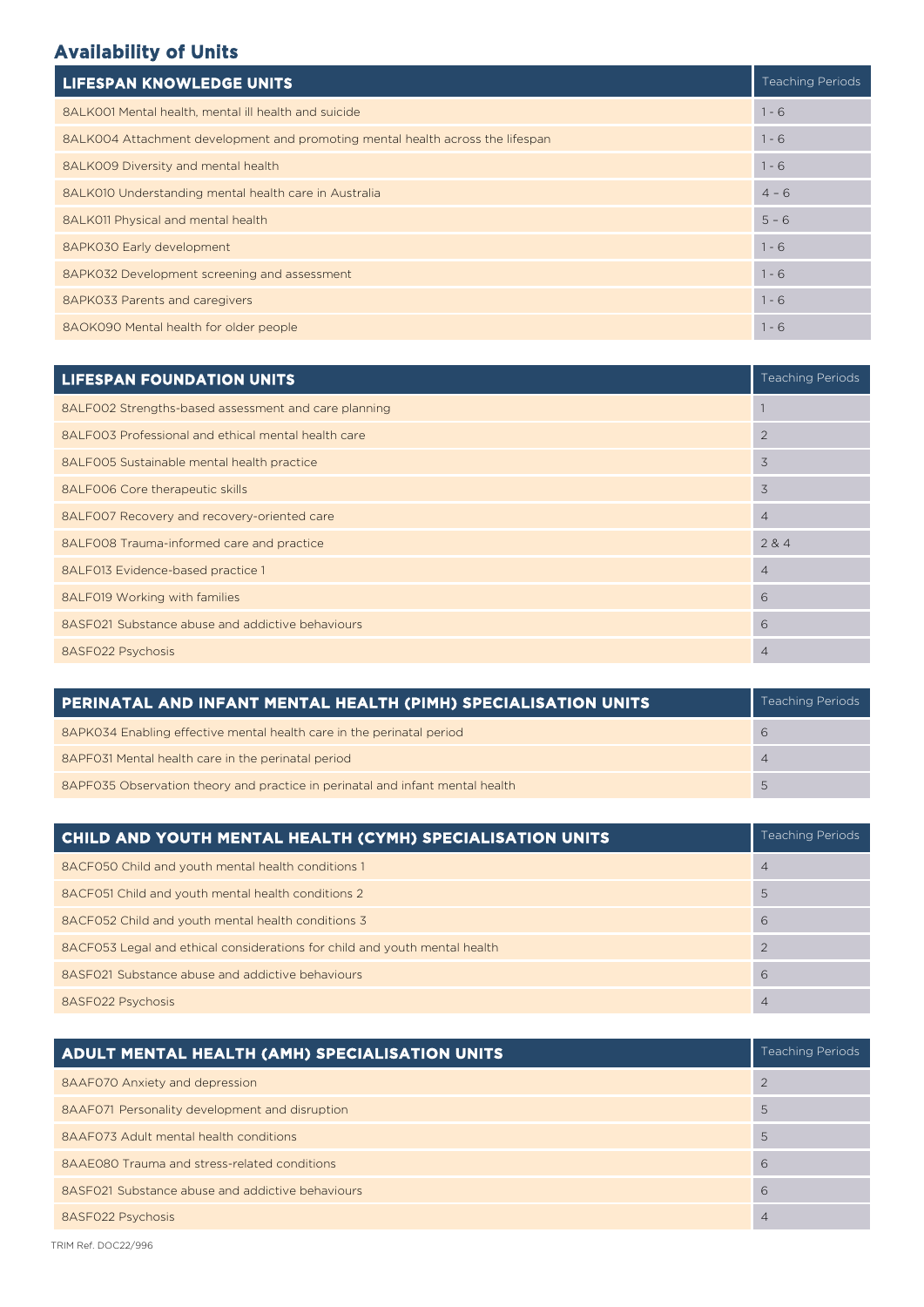## Availability of Units

| LIFESPAN KNOWLEDGE UNITS | Teaching Periods |
|---|---|
| 8ALK001 Mental health, mental ill health and suicide | 1 - 6 |
| 8ALK004 Attachment development and promoting mental health across the lifespan | 1 - 6 |
| 8ALK009 Diversity and mental health | 1 - 6 |
| 8ALK010 Understanding mental health care in Australia | 4 – 6 |
| 8ALK011 Physical and mental health | 5 – 6 |
| 8APK030 Early development | 1 - 6 |
| 8APK032 Development screening and assessment | 1 - 6 |
| 8APK033 Parents and caregivers | 1 - 6 |
| 8AOK090 Mental health for older people | 1 - 6 |

| LIFESPAN FOUNDATION UNITS | Teaching Periods |
|---|---|
| 8ALF002 Strengths-based assessment and care planning | 1 |
| 8ALF003 Professional and ethical mental health care | 2 |
| 8ALF005 Sustainable mental health practice | 3 |
| 8ALF006 Core therapeutic skills | 3 |
| 8ALF007 Recovery and recovery-oriented care | 4 |
| 8ALF008 Trauma-informed care and practice | 2 & 4 |
| 8ALF013 Evidence-based practice 1 | 4 |
| 8ALF019 Working with families | 6 |
| 8ASF021 Substance abuse and addictive behaviours | 6 |
| 8ASF022 Psychosis | 4 |

| PERINATAL AND INFANT MENTAL HEALTH (PIMH) SPECIALISATION UNITS | Teaching Periods |
|---|---|
| 8APK034 Enabling effective mental health care in the perinatal period | 6 |
| 8APF031 Mental health care in the perinatal period | 4 |
| 8APF035 Observation theory and practice in perinatal and infant mental health | 5 |

| CHILD AND YOUTH MENTAL HEALTH (CYMH) SPECIALISATION UNITS | Teaching Periods |
|---|---|
| 8ACF050 Child and youth mental health conditions 1 | 4 |
| 8ACF051 Child and youth mental health conditions 2 | 5 |
| 8ACF052 Child and youth mental health conditions 3 | 6 |
| 8ACF053 Legal and ethical considerations for child and youth mental health | 2 |
| 8ASF021 Substance abuse and addictive behaviours | 6 |
| 8ASF022 Psychosis | 4 |

| ADULT MENTAL HEALTH (AMH) SPECIALISATION UNITS | Teaching Periods |
|---|---|
| 8AAF070 Anxiety and depression | 2 |
| 8AAF071 Personality development and disruption | 5 |
| 8AAF073 Adult mental health conditions | 5 |
| 8AAE080 Trauma and stress-related conditions | 6 |
| 8ASF021 Substance abuse and addictive behaviours | 6 |
| 8ASF022 Psychosis | 4 |

TRIM Ref. DOC22/996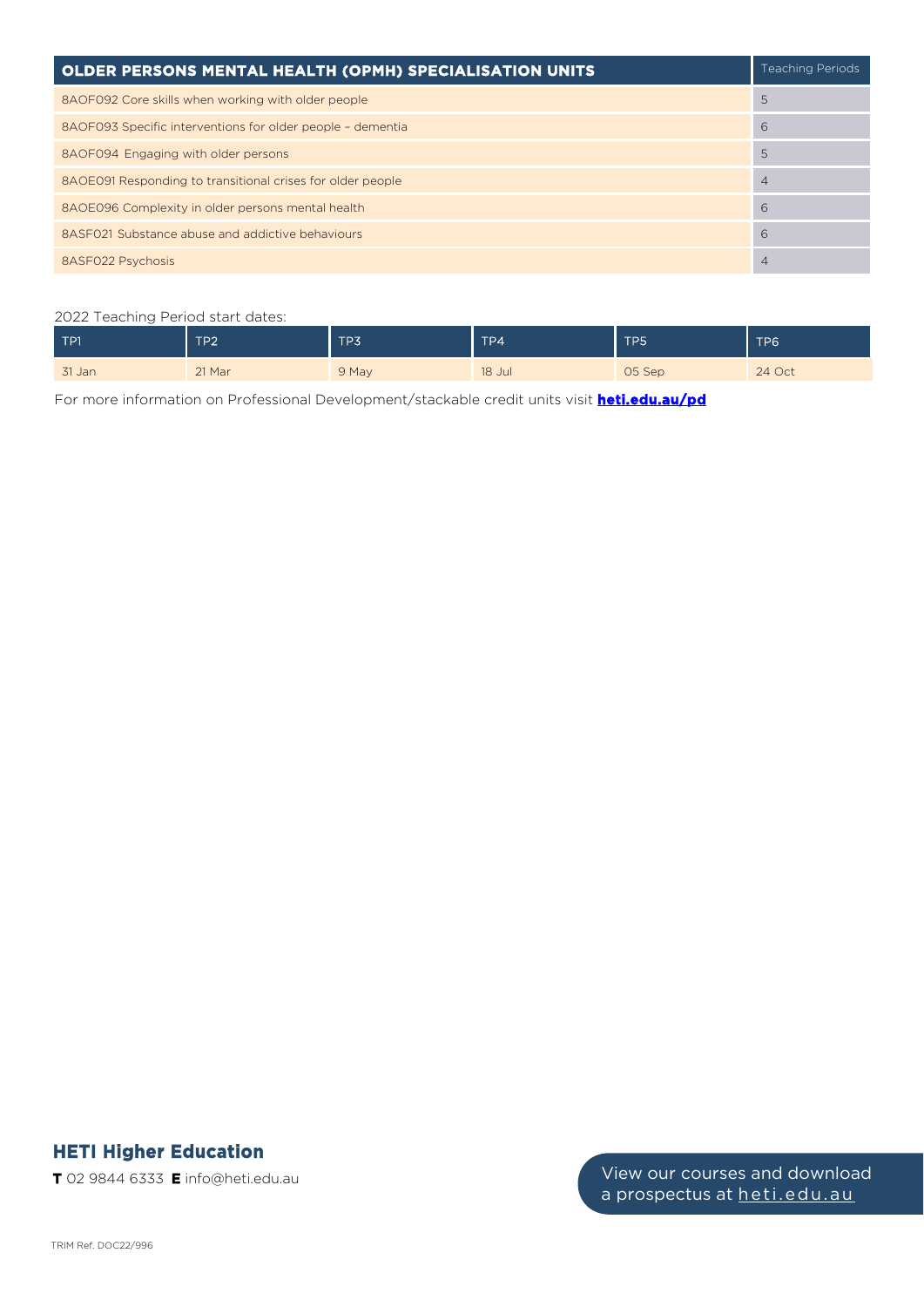| OLDER PERSONS MENTAL HEALTH (OPMH) SPECIALISATION UNITS | Teaching Periods |
| --- | --- |
| 8AOF092 Core skills when working with older people | 5 |
| 8AOF093 Specific interventions for older people – dementia | 6 |
| 8AOF094 Engaging with older persons | 5 |
| 8AOE091 Responding to transitional crises for older people | 4 |
| 8AOE096 Complexity in older persons mental health | 6 |
| 8ASF021 Substance abuse and addictive behaviours | 6 |
| 8ASF022 Psychosis | 4 |

2022 Teaching Period start dates:

| TP1 | TP2 | TP3 | TP4 | TP5 | TP6 |
| --- | --- | --- | --- | --- | --- |
| 31 Jan | 21 Mar | 9 May | 18 Jul | 05 Sep | 24 Oct |

For more information on Professional Development/stackable credit units visit **heti.edu.au/pd**

## HETI Higher Education

**T** 02 9844 6333 **E** info@heti.edu.au

View our courses and download a prospectus at heti.edu.au

TRIM Ref. DOC22/996